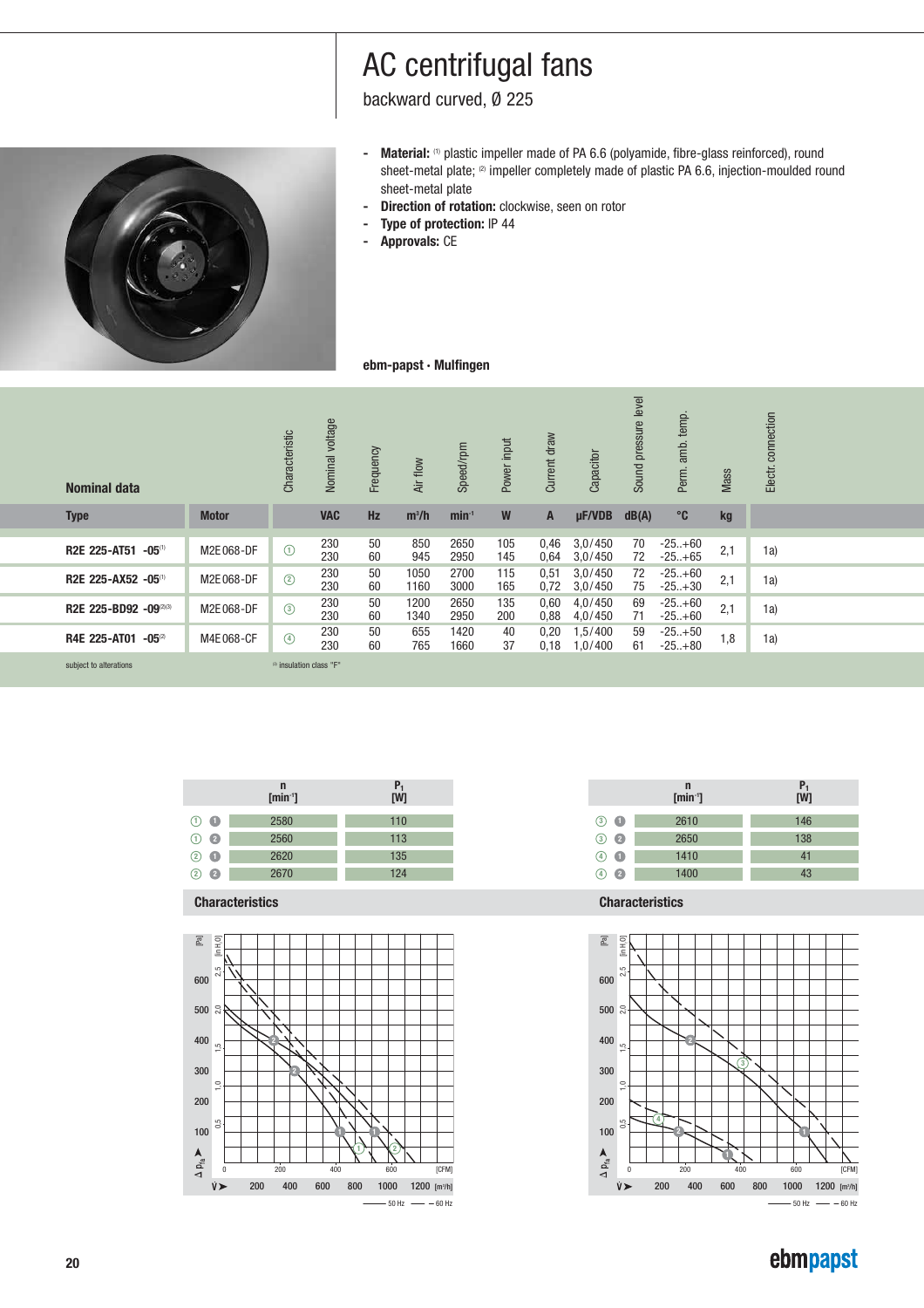# AC centrifugal fans

backward curved, Ø 225

- **Material:** [1] plastic impeller made of PA 6.6 (polyamide, fibre-glass reinforced), round sheet-metal plate; [2] impeller completely made of plastic PA 6.6, injection-moulded round sheet-metal plate
- **Direction of rotation:** clockwise, seen on rotor
- **Type of protection:** IP 44
- **Approvals:** CE

**ebm-papst · Mulfingen**

| Nominal data | | Characteristic | Nominal voltage | Frequency | Air flow | Speed/rpm | Power input | Current draw | Capacitor | Sound pressure level | Perm. amb. temp. | Mass | Electr. connection |
|---|---|---|---|---|---|---|---|---|---|---|---|---|---|
| **Type** | **Motor** | | **VAC** | **Hz** | **m³/h** | **min⁻¹** | **W** | **A** | **µF/VDB** | **dB(A)** | **°C** | **kg** | |
| **R2E 225-AT51 -05**[1] | M2E068-DF | ① | 230<br>230 | 50<br>60 | 850<br>945 | 2650<br>2950 | 105<br>145 | 0,46<br>0,64 | 3,0/450<br>3,0/450 | 70<br>72 | -25..+60<br>-25..+65 | 2,1 | 1a) |
| **R2E 225-AX52 -05**[1] | M2E068-DF | ② | 230<br>230 | 50<br>60 | 1050<br>1160 | 2700<br>3000 | 115<br>165 | 0,51<br>0,72 | 3,0/450<br>3,0/450 | 72<br>75 | -25..+60<br>-25..+30 | 2,1 | 1a) |
| **R2E 225-BD92 -09**[2][3] | M2E068-DF | ③ | 230<br>230 | 50<br>60 | 1200<br>1340 | 2650<br>2950 | 135<br>200 | 0,60<br>0,88 | 4,0/450<br>4,0/450 | 69<br>71 | -25..+60<br>-25..+60 | 2,1 | 1a) |
| **R4E 225-AT01 -05**[2] | M4E068-CF | ④ | 230<br>230 | 50<br>60 | 655<br>765 | 1420<br>1660 | 40<br>37 | 0,20<br>0,18 | 1,5/400<br>1,0/400 | 59<br>61 | -25..+50<br>-25..+80 | 1,8 | 1a) |

subject to alterations

[3] insulation class "F"

| | n [min⁻¹] | $P_1$ [W] |
|---|---|---|
| ① 1 | 2580 | 110 |
| ① 2 | 2560 | 113 |
| ② 1 | 2620 | 135 |
| ② 2 | 2670 | 124 |

| | n [min⁻¹] | $P_1$ [W] |
|---|---|---|
| ③ 1 | 2610 | 146 |
| ③ 2 | 2650 | 138 |
| ④ 1 | 1410 | 41 |
| ④ 2 | 1400 | 43 |

## Characteristics

## Characteristics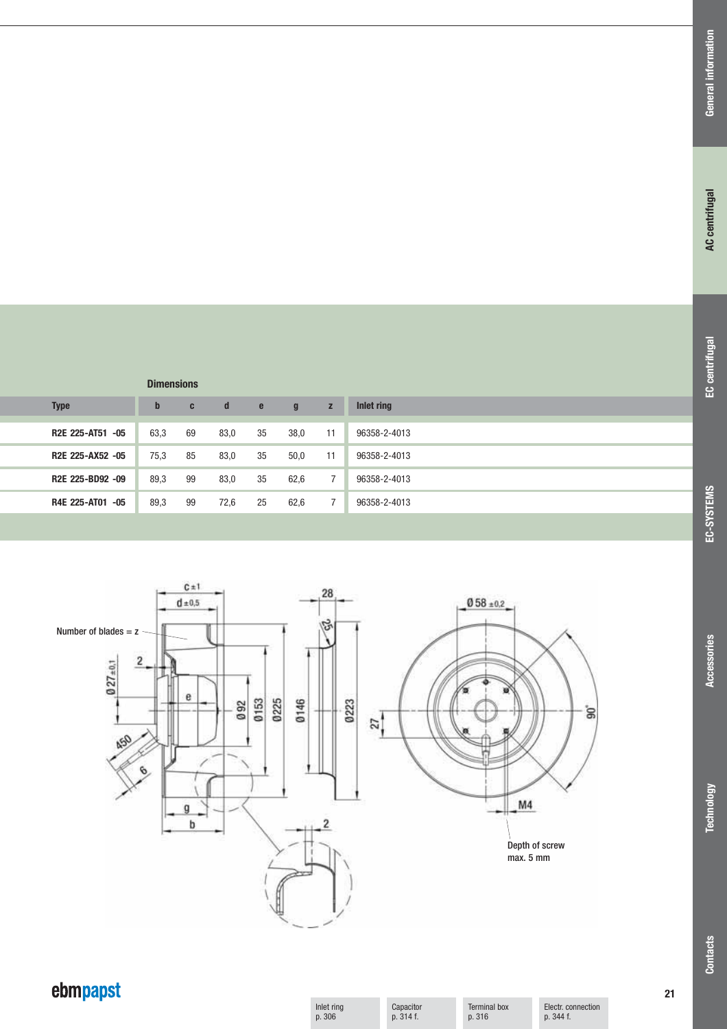## Dimensions

| Type | b | c | d | e | g | z | Inlet ring |
|---|---|---|---|---|---|---|---|
| R2E 225-AT51 -05 | 63,3 | 69 | 83,0 | 35 | 38,0 | 11 | 96358-2-4013 |
| R2E 225-AX52 -05 | 75,3 | 85 | 83,0 | 35 | 50,0 | 11 | 96358-2-4013 |
| R2E 225-BD92 -09 | 89,3 | 99 | 83,0 | 35 | 62,6 | 7 | 96358-2-4013 |
| R4E 225-AT01 -05 | 89,3 | 99 | 72,6 | 25 | 62,6 | 7 | 96358-2-4013 |

Number of blades = z

c ±1
d ±0,5
Ø 27 ±0,1
2
e
Ø92
Ø153
Ø225
450
6
g
b
28
25
Ø146
Ø223
27
2
Ø 58 ±0,2
90°
M4

Depth of screw max. 5 mm

Inlet ring p. 306

Capacitor p. 314 f.

Terminal box p. 316

Electr. connection p. 344 f.